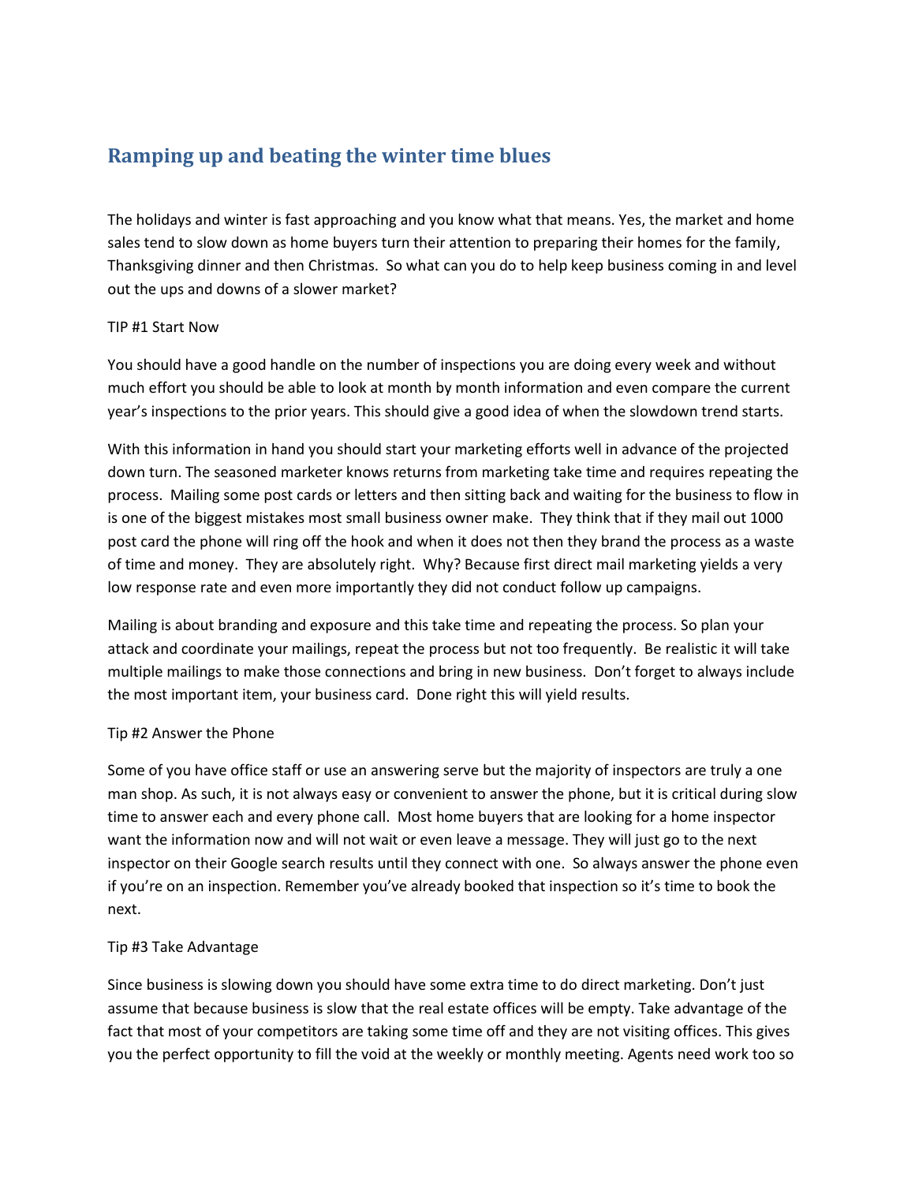# Ramping up and beating the winter time blues

The holidays and winter is fast approaching and you know what that means. Yes, the market and home sales tend to slow down as home buyers turn their attention to preparing their homes for the family, Thanksgiving dinner and then Christmas. So what can you do to help keep business coming in and level out the ups and downs of a slower market?

TIP #1 Start Now

You should have a good handle on the number of inspections you are doing every week and without much effort you should be able to look at month by month information and even compare the current year's inspections to the prior years. This should give a good idea of when the slowdown trend starts.

With this information in hand you should start your marketing efforts well in advance of the projected down turn. The seasoned marketer knows returns from marketing take time and requires repeating the process. Mailing some post cards or letters and then sitting back and waiting for the business to flow in is one of the biggest mistakes most small business owner make. They think that if they mail out 1000 post card the phone will ring off the hook and when it does not then they brand the process as a waste of time and money. They are absolutely right. Why? Because first direct mail marketing yields a very low response rate and even more importantly they did not conduct follow up campaigns.

Mailing is about branding and exposure and this take time and repeating the process. So plan your attack and coordinate your mailings, repeat the process but not too frequently. Be realistic it will take multiple mailings to make those connections and bring in new business. Don't forget to always include the most important item, your business card. Done right this will yield results.

Tip #2 Answer the Phone

Some of you have office staff or use an answering serve but the majority of inspectors are truly a one man shop. As such, it is not always easy or convenient to answer the phone, but it is critical during slow time to answer each and every phone call. Most home buyers that are looking for a home inspector want the information now and will not wait or even leave a message. They will just go to the next inspector on their Google search results until they connect with one. So always answer the phone even if you're on an inspection. Remember you've already booked that inspection so it's time to book the next.

Tip #3 Take Advantage

Since business is slowing down you should have some extra time to do direct marketing. Don't just assume that because business is slow that the real estate offices will be empty. Take advantage of the fact that most of your competitors are taking some time off and they are not visiting offices. This gives you the perfect opportunity to fill the void at the weekly or monthly meeting. Agents need work too so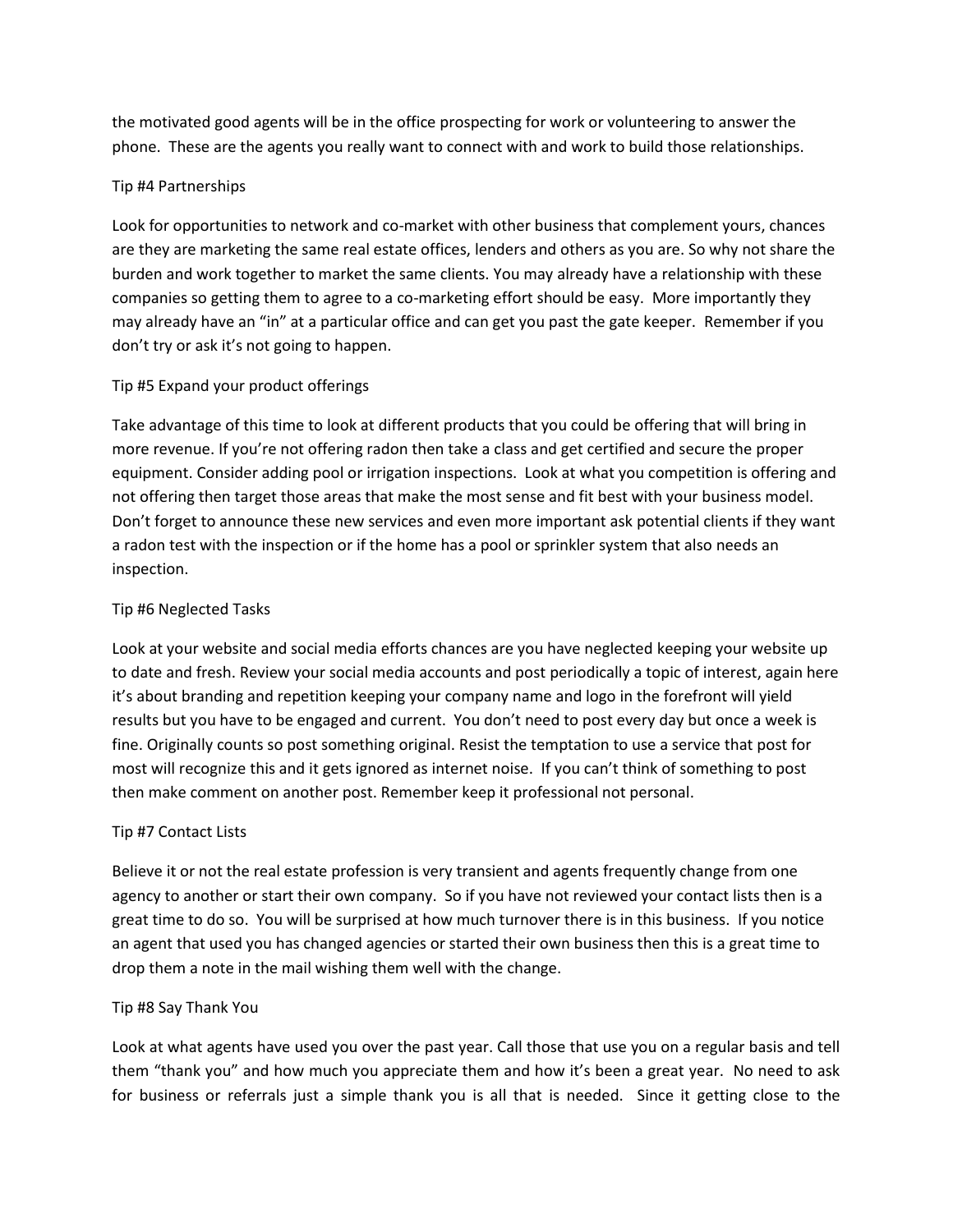the motivated good agents will be in the office prospecting for work or volunteering to answer the phone. These are the agents you really want to connect with and work to build those relationships.

Tip #4 Partnerships

Look for opportunities to network and co-market with other business that complement yours, chances are they are marketing the same real estate offices, lenders and others as you are. So why not share the burden and work together to market the same clients. You may already have a relationship with these companies so getting them to agree to a co-marketing effort should be easy. More importantly they may already have an "in" at a particular office and can get you past the gate keeper. Remember if you don't try or ask it's not going to happen.

Tip #5 Expand your product offerings

Take advantage of this time to look at different products that you could be offering that will bring in more revenue. If you're not offering radon then take a class and get certified and secure the proper equipment. Consider adding pool or irrigation inspections. Look at what you competition is offering and not offering then target those areas that make the most sense and fit best with your business model. Don't forget to announce these new services and even more important ask potential clients if they want a radon test with the inspection or if the home has a pool or sprinkler system that also needs an inspection.

Tip #6 Neglected Tasks

Look at your website and social media efforts chances are you have neglected keeping your website up to date and fresh. Review your social media accounts and post periodically a topic of interest, again here it's about branding and repetition keeping your company name and logo in the forefront will yield results but you have to be engaged and current. You don't need to post every day but once a week is fine. Originally counts so post something original. Resist the temptation to use a service that post for most will recognize this and it gets ignored as internet noise. If you can't think of something to post then make comment on another post. Remember keep it professional not personal.

Tip #7 Contact Lists

Believe it or not the real estate profession is very transient and agents frequently change from one agency to another or start their own company. So if you have not reviewed your contact lists then is a great time to do so. You will be surprised at how much turnover there is in this business. If you notice an agent that used you has changed agencies or started their own business then this is a great time to drop them a note in the mail wishing them well with the change.

Tip #8 Say Thank You

Look at what agents have used you over the past year. Call those that use you on a regular basis and tell them "thank you" and how much you appreciate them and how it's been a great year. No need to ask for business or referrals just a simple thank you is all that is needed. Since it getting close to the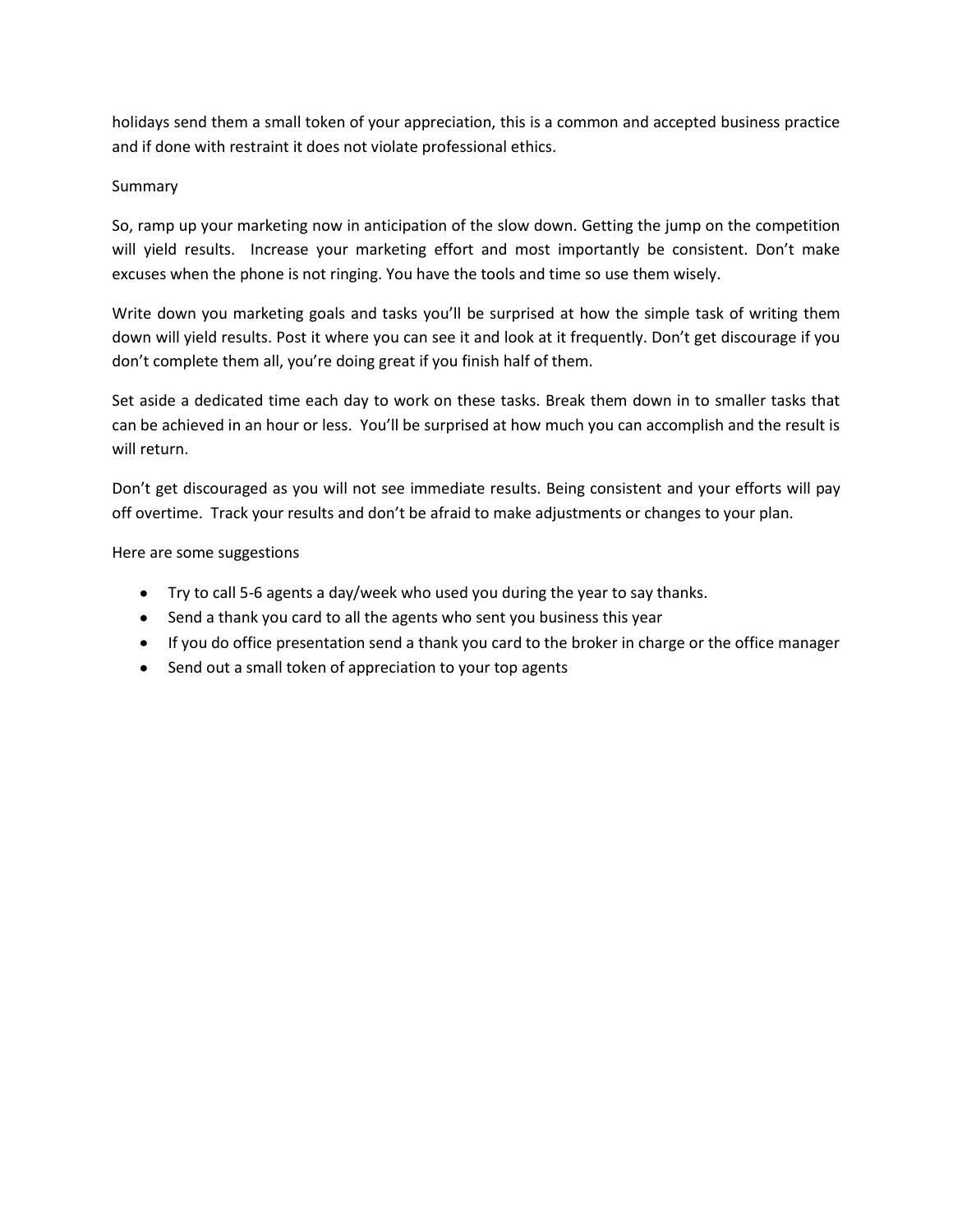holidays send them a small token of your appreciation, this is a common and accepted business practice and if done with restraint it does not violate professional ethics.

## Summary

So, ramp up your marketing now in anticipation of the slow down. Getting the jump on the competition will yield results. Increase your marketing effort and most importantly be consistent. Don't make excuses when the phone is not ringing. You have the tools and time so use them wisely.

Write down you marketing goals and tasks you'll be surprised at how the simple task of writing them down will yield results. Post it where you can see it and look at it frequently. Don't get discourage if you don't complete them all, you're doing great if you finish half of them.

Set aside a dedicated time each day to work on these tasks. Break them down in to smaller tasks that can be achieved in an hour or less. You'll be surprised at how much you can accomplish and the result is will return.

Don't get discouraged as you will not see immediate results. Being consistent and your efforts will pay off overtime. Track your results and don't be afraid to make adjustments or changes to your plan.

Here are some suggestions

- Try to call 5-6 agents a day/week who used you during the year to say thanks.
- Send a thank you card to all the agents who sent you business this year
- If you do office presentation send a thank you card to the broker in charge or the office manager
- Send out a small token of appreciation to your top agents